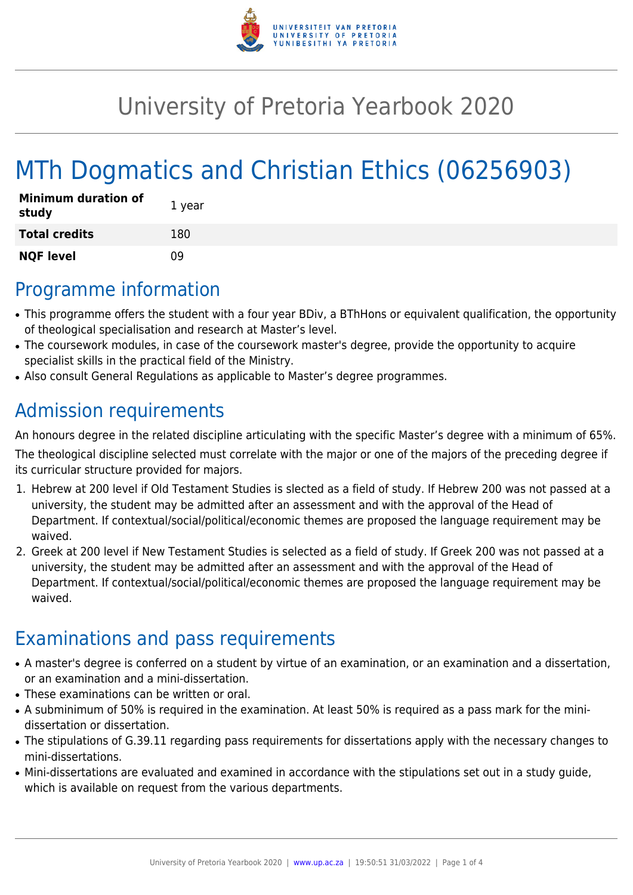# University of Pretoria Yearbook 2020

# MTh Dogmatics and Christian Ethics (06256903)

| | |
|---|---|
| **Minimum duration of study** | 1 year |
| **Total credits** | 180 |
| **NQF level** | 09 |

## Programme information

- This programme offers the student with a four year BDiv, a BThHons or equivalent qualification, the opportunity of theological specialisation and research at Master's level.
- The coursework modules, in case of the coursework master's degree, provide the opportunity to acquire specialist skills in the practical field of the Ministry.
- Also consult General Regulations as applicable to Master's degree programmes.

## Admission requirements

An honours degree in the related discipline articulating with the specific Master's degree with a minimum of 65%.

The theological discipline selected must correlate with the major or one of the majors of the preceding degree if its curricular structure provided for majors.

1. Hebrew at 200 level if Old Testament Studies is slected as a field of study. If Hebrew 200 was not passed at a university, the student may be admitted after an assessment and with the approval of the Head of Department. If contextual/social/political/economic themes are proposed the language requirement may be waived.
2. Greek at 200 level if New Testament Studies is selected as a field of study. If Greek 200 was not passed at a university, the student may be admitted after an assessment and with the approval of the Head of Department. If contextual/social/political/economic themes are proposed the language requirement may be waived.

## Examinations and pass requirements

- A master's degree is conferred on a student by virtue of an examination, or an examination and a dissertation, or an examination and a mini-dissertation.
- These examinations can be written or oral.
- A subminimum of 50% is required in the examination. At least 50% is required as a pass mark for the mini-dissertation or dissertation.
- The stipulations of G.39.11 regarding pass requirements for dissertations apply with the necessary changes to mini-dissertations.
- Mini-dissertations are evaluated and examined in accordance with the stipulations set out in a study guide, which is available on request from the various departments.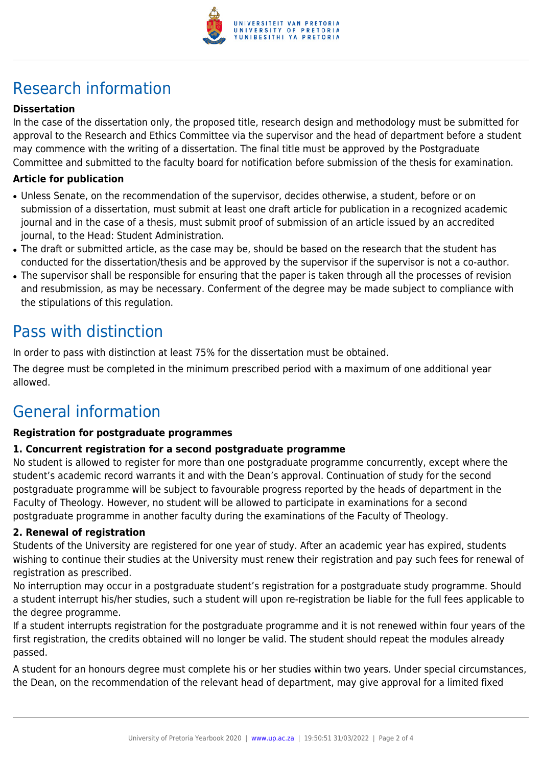# Research information

### Dissertation

In the case of the dissertation only, the proposed title, research design and methodology must be submitted for approval to the Research and Ethics Committee via the supervisor and the head of department before a student may commence with the writing of a dissertation. The final title must be approved by the Postgraduate Committee and submitted to the faculty board for notification before submission of the thesis for examination.

### Article for publication

- Unless Senate, on the recommendation of the supervisor, decides otherwise, a student, before or on submission of a dissertation, must submit at least one draft article for publication in a recognized academic journal and in the case of a thesis, must submit proof of submission of an article issued by an accredited journal, to the Head: Student Administration.
- The draft or submitted article, as the case may be, should be based on the research that the student has conducted for the dissertation/thesis and be approved by the supervisor if the supervisor is not a co-author.
- The supervisor shall be responsible for ensuring that the paper is taken through all the processes of revision and resubmission, as may be necessary. Conferment of the degree may be made subject to compliance with the stipulations of this regulation.

# Pass with distinction

In order to pass with distinction at least 75% for the dissertation must be obtained.

The degree must be completed in the minimum prescribed period with a maximum of one additional year allowed.

# General information

### Registration for postgraduate programmes

### 1. Concurrent registration for a second postgraduate programme

No student is allowed to register for more than one postgraduate programme concurrently, except where the student's academic record warrants it and with the Dean's approval. Continuation of study for the second postgraduate programme will be subject to favourable progress reported by the heads of department in the Faculty of Theology. However, no student will be allowed to participate in examinations for a second postgraduate programme in another faculty during the examinations of the Faculty of Theology.

### 2. Renewal of registration

Students of the University are registered for one year of study. After an academic year has expired, students wishing to continue their studies at the University must renew their registration and pay such fees for renewal of registration as prescribed.

No interruption may occur in a postgraduate student's registration for a postgraduate study programme. Should a student interrupt his/her studies, such a student will upon re-registration be liable for the full fees applicable to the degree programme.

If a student interrupts registration for the postgraduate programme and it is not renewed within four years of the first registration, the credits obtained will no longer be valid. The student should repeat the modules already passed.

A student for an honours degree must complete his or her studies within two years. Under special circumstances, the Dean, on the recommendation of the relevant head of department, may give approval for a limited fixed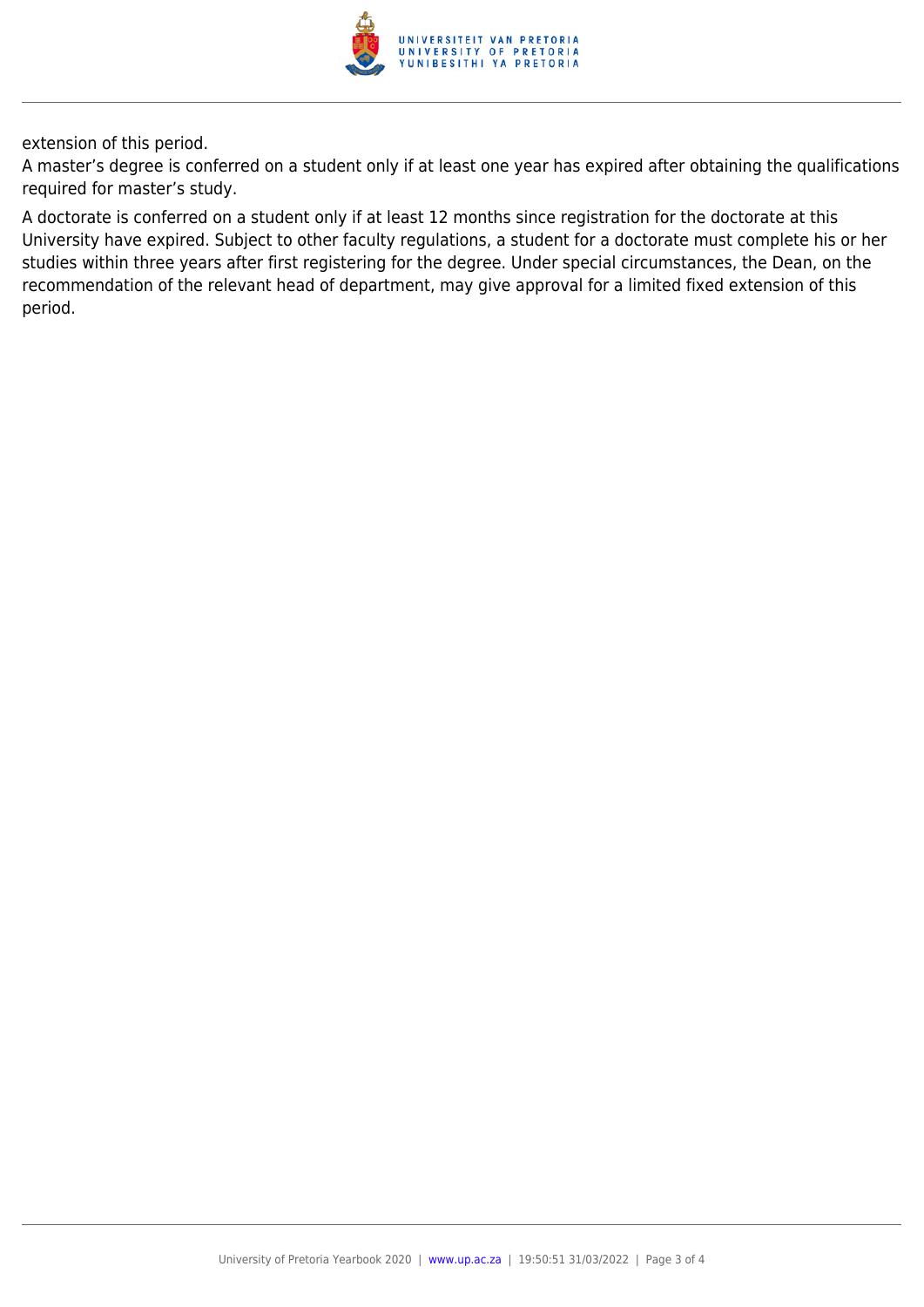extension of this period.

A master’s degree is conferred on a student only if at least one year has expired after obtaining the qualifications required for master’s study.

A doctorate is conferred on a student only if at least 12 months since registration for the doctorate at this University have expired. Subject to other faculty regulations, a student for a doctorate must complete his or her studies within three years after first registering for the degree. Under special circumstances, the Dean, on the recommendation of the relevant head of department, may give approval for a limited fixed extension of this period.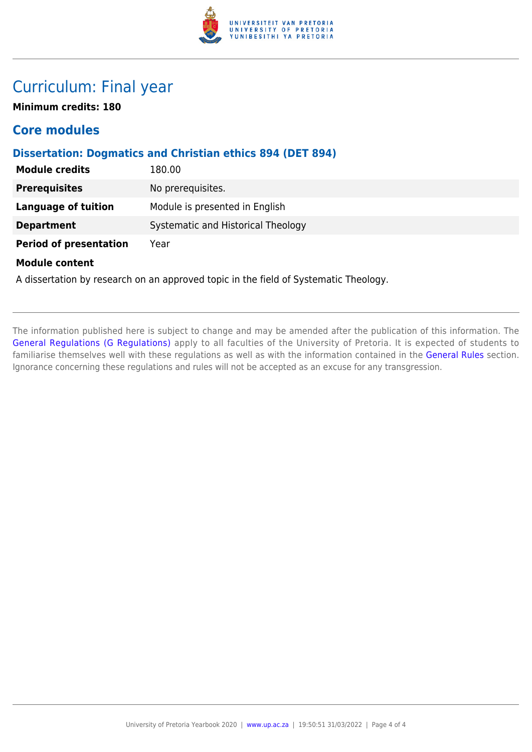## Curriculum: Final year

**Minimum credits: 180**

### Core modules

#### Dissertation: Dogmatics and Christian ethics 894 (DET 894)

| | |
|---|---|
| **Module credits** | 180.00 |
| **Prerequisites** | No prerequisites. |
| **Language of tuition** | Module is presented in English |
| **Department** | Systematic and Historical Theology |
| **Period of presentation** | Year |

**Module content**

A dissertation by research on an approved topic in the field of Systematic Theology.

The information published here is subject to change and may be amended after the publication of this information. The General Regulations (G Regulations) apply to all faculties of the University of Pretoria. It is expected of students to familiarise themselves well with these regulations as well as with the information contained in the General Rules section. Ignorance concerning these regulations and rules will not be accepted as an excuse for any transgression.